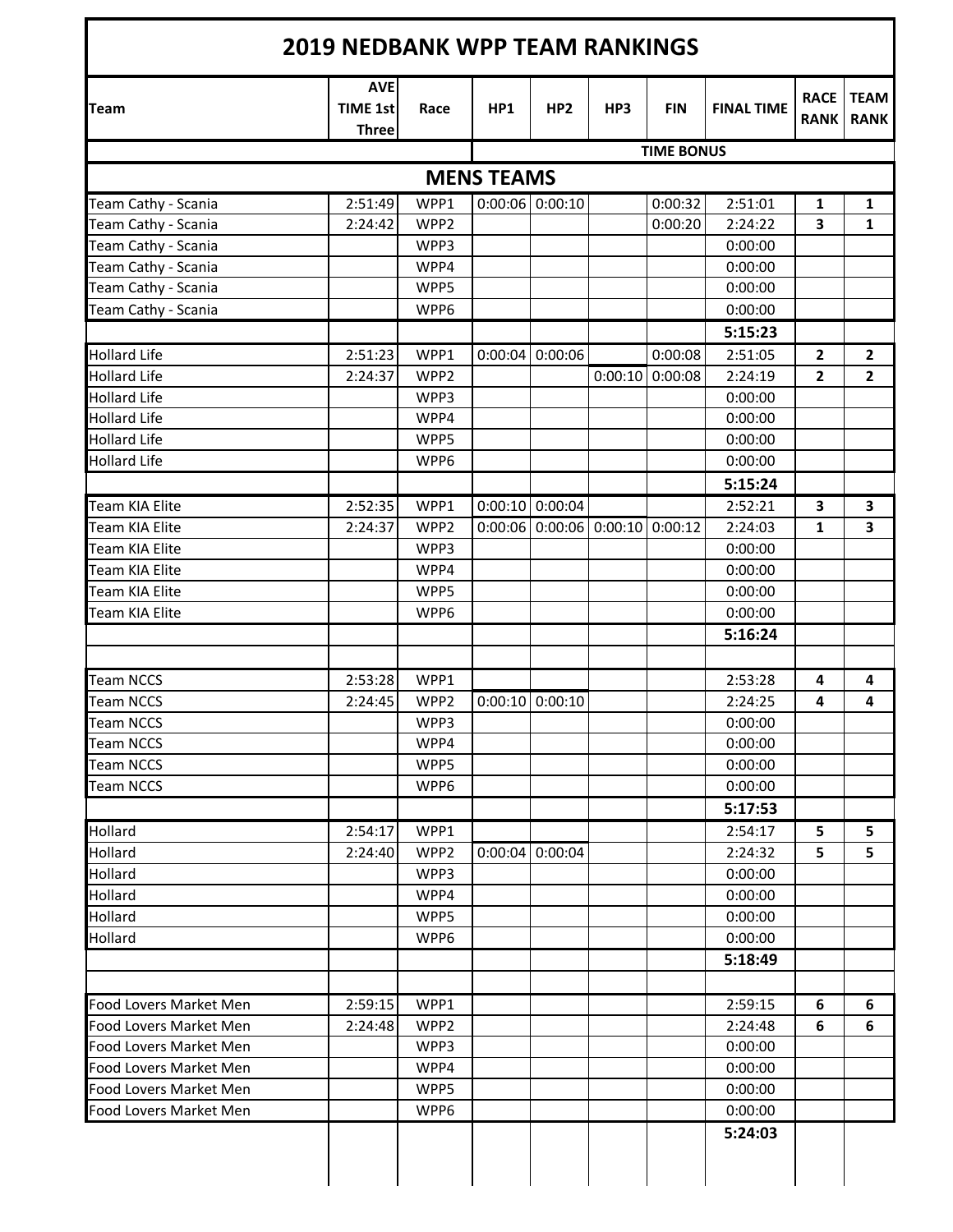# 2019 NEDBANK WPP TEAM RANKINGS

| Team | AVE TIME 1st Three | Race | HP1 | HP2 | HP3 | FIN | FINAL TIME | RACE RANK | TEAM RANK |
|---|---|---|---|---|---|---|---|---|---|
| | | | TIME BONUS | | | | | | |
| **MENS TEAMS** | | | | | | | | | |
| Team Cathy - Scania | 2:51:49 | WPP1 | 0:00:06 | 0:00:10 | | 0:00:32 | 2:51:01 | **1** | **1** |
| Team Cathy - Scania | 2:24:42 | WPP2 | | | | 0:00:20 | 2:24:22 | **3** | **1** |
| Team Cathy - Scania | | WPP3 | | | | | 0:00:00 | | |
| Team Cathy - Scania | | WPP4 | | | | | 0:00:00 | | |
| Team Cathy - Scania | | WPP5 | | | | | 0:00:00 | | |
| Team Cathy - Scania | | WPP6 | | | | | 0:00:00 | | |
| | | | | | | | **5:15:23** | | |
| Hollard Life | 2:51:23 | WPP1 | 0:00:04 | 0:00:06 | | 0:00:08 | 2:51:05 | **2** | **2** |
| Hollard Life | 2:24:37 | WPP2 | | | 0:00:10 | 0:00:08 | 2:24:19 | **2** | **2** |
| Hollard Life | | WPP3 | | | | | 0:00:00 | | |
| Hollard Life | | WPP4 | | | | | 0:00:00 | | |
| Hollard Life | | WPP5 | | | | | 0:00:00 | | |
| Hollard Life | | WPP6 | | | | | 0:00:00 | | |
| | | | | | | | **5:15:24** | | |
| Team KIA Elite | 2:52:35 | WPP1 | 0:00:10 | 0:00:04 | | | 2:52:21 | **3** | **3** |
| Team KIA Elite | 2:24:37 | WPP2 | 0:00:06 | 0:00:06 | 0:00:10 | 0:00:12 | 2:24:03 | **1** | **3** |
| Team KIA Elite | | WPP3 | | | | | 0:00:00 | | |
| Team KIA Elite | | WPP4 | | | | | 0:00:00 | | |
| Team KIA Elite | | WPP5 | | | | | 0:00:00 | | |
| Team KIA Elite | | WPP6 | | | | | 0:00:00 | | |
| | | | | | | | **5:16:24** | | |
| | | | | | | | | | |
| Team NCCS | 2:53:28 | WPP1 | | | | | 2:53:28 | **4** | **4** |
| Team NCCS | 2:24:45 | WPP2 | 0:00:10 | 0:00:10 | | | 2:24:25 | **4** | **4** |
| Team NCCS | | WPP3 | | | | | 0:00:00 | | |
| Team NCCS | | WPP4 | | | | | 0:00:00 | | |
| Team NCCS | | WPP5 | | | | | 0:00:00 | | |
| Team NCCS | | WPP6 | | | | | 0:00:00 | | |
| | | | | | | | **5:17:53** | | |
| Hollard | 2:54:17 | WPP1 | | | | | 2:54:17 | **5** | **5** |
| Hollard | 2:24:40 | WPP2 | 0:00:04 | 0:00:04 | | | 2:24:32 | **5** | **5** |
| Hollard | | WPP3 | | | | | 0:00:00 | | |
| Hollard | | WPP4 | | | | | 0:00:00 | | |
| Hollard | | WPP5 | | | | | 0:00:00 | | |
| Hollard | | WPP6 | | | | | 0:00:00 | | |
| | | | | | | | **5:18:49** | | |
| | | | | | | | | | |
| Food Lovers Market Men | 2:59:15 | WPP1 | | | | | 2:59:15 | **6** | **6** |
| Food Lovers Market Men | 2:24:48 | WPP2 | | | | | 2:24:48 | **6** | **6** |
| Food Lovers Market Men | | WPP3 | | | | | 0:00:00 | | |
| Food Lovers Market Men | | WPP4 | | | | | 0:00:00 | | |
| Food Lovers Market Men | | WPP5 | | | | | 0:00:00 | | |
| Food Lovers Market Men | | WPP6 | | | | | 0:00:00 | | |
| | | | | | | | **5:24:03** | | |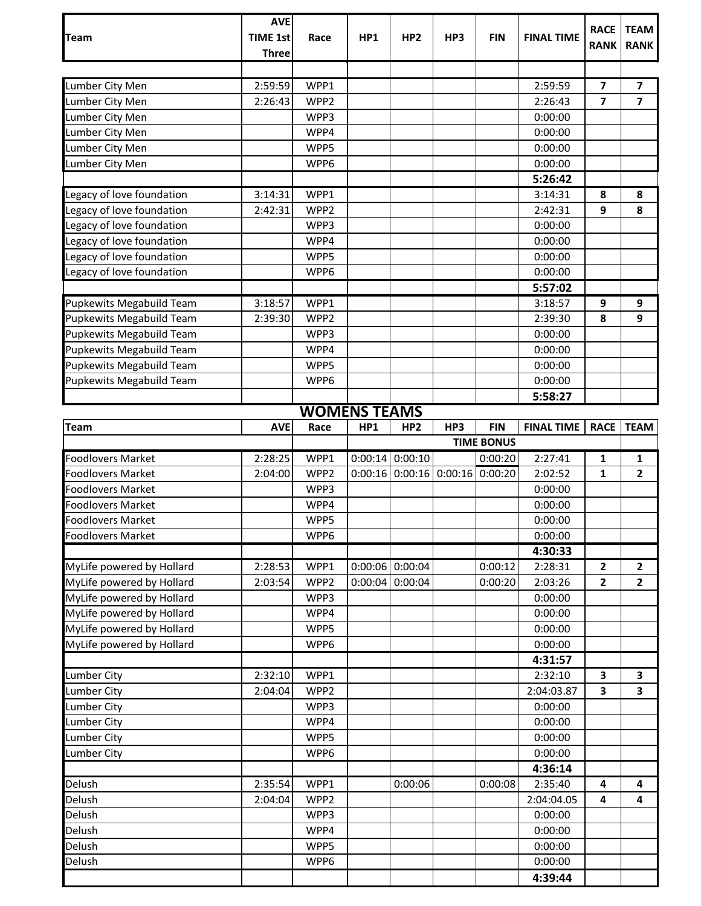| Team | AVE TIME 1st Three | Race | HP1 | HP2 | HP3 | FIN | FINAL TIME | RACE RANK | TEAM RANK |
|---|---|---|---|---|---|---|---|---|---|
| | | | | | | | | | |
| Lumber City Men | 2:59:59 | WPP1 | | | | | 2:59:59 | **7** | **7** |
| Lumber City Men | 2:26:43 | WPP2 | | | | | 2:26:43 | **7** | **7** |
| Lumber City Men | | WPP3 | | | | | 0:00:00 | | |
| Lumber City Men | | WPP4 | | | | | 0:00:00 | | |
| Lumber City Men | | WPP5 | | | | | 0:00:00 | | |
| Lumber City Men | | WPP6 | | | | | 0:00:00 | | |
| | | | | | | | **5:26:42** | | |
| Legacy of love foundation | 3:14:31 | WPP1 | | | | | 3:14:31 | **8** | **8** |
| Legacy of love foundation | 2:42:31 | WPP2 | | | | | 2:42:31 | **9** | **8** |
| Legacy of love foundation | | WPP3 | | | | | 0:00:00 | | |
| Legacy of love foundation | | WPP4 | | | | | 0:00:00 | | |
| Legacy of love foundation | | WPP5 | | | | | 0:00:00 | | |
| Legacy of love foundation | | WPP6 | | | | | 0:00:00 | | |
| | | | | | | | **5:57:02** | | |
| Pupkewits Megabuild Team | 3:18:57 | WPP1 | | | | | 3:18:57 | **9** | **9** |
| Pupkewits Megabuild Team | 2:39:30 | WPP2 | | | | | 2:39:30 | **8** | **9** |
| Pupkewits Megabuild Team | | WPP3 | | | | | 0:00:00 | | |
| Pupkewits Megabuild Team | | WPP4 | | | | | 0:00:00 | | |
| Pupkewits Megabuild Team | | WPP5 | | | | | 0:00:00 | | |
| Pupkewits Megabuild Team | | WPP6 | | | | | 0:00:00 | | |
| | | | | | | | **5:58:27** | | |

## WOMENS TEAMS

| Team | AVE | Race | HP1 | HP2 | HP3 | FIN | FINAL TIME | RACE | TEAM |
|---|---|---|---|---|---|---|---|---|---|
| | | | TIME BONUS | | | | | | |
| Foodlovers Market | 2:28:25 | WPP1 | 0:00:14 | 0:00:10 | | 0:00:20 | 2:27:41 | **1** | **1** |
| Foodlovers Market | 2:04:00 | WPP2 | 0:00:16 | 0:00:16 | 0:00:16 | 0:00:20 | 2:02:52 | **1** | **2** |
| Foodlovers Market | | WPP3 | | | | | 0:00:00 | | |
| Foodlovers Market | | WPP4 | | | | | 0:00:00 | | |
| Foodlovers Market | | WPP5 | | | | | 0:00:00 | | |
| Foodlovers Market | | WPP6 | | | | | 0:00:00 | | |
| | | | | | | | **4:30:33** | | |
| MyLife powered by Hollard | 2:28:53 | WPP1 | 0:00:06 | 0:00:04 | | 0:00:12 | 2:28:31 | **2** | **2** |
| MyLife powered by Hollard | 2:03:54 | WPP2 | 0:00:04 | 0:00:04 | | 0:00:20 | 2:03:26 | **2** | **2** |
| MyLife powered by Hollard | | WPP3 | | | | | 0:00:00 | | |
| MyLife powered by Hollard | | WPP4 | | | | | 0:00:00 | | |
| MyLife powered by Hollard | | WPP5 | | | | | 0:00:00 | | |
| MyLife powered by Hollard | | WPP6 | | | | | 0:00:00 | | |
| | | | | | | | **4:31:57** | | |
| Lumber City | 2:32:10 | WPP1 | | | | | 2:32:10 | **3** | **3** |
| Lumber City | 2:04:04 | WPP2 | | | | | 2:04:03.87 | **3** | **3** |
| Lumber City | | WPP3 | | | | | 0:00:00 | | |
| Lumber City | | WPP4 | | | | | 0:00:00 | | |
| Lumber City | | WPP5 | | | | | 0:00:00 | | |
| Lumber City | | WPP6 | | | | | 0:00:00 | | |
| | | | | | | | **4:36:14** | | |
| Delush | 2:35:54 | WPP1 | | 0:00:06 | | 0:00:08 | 2:35:40 | **4** | **4** |
| Delush | 2:04:04 | WPP2 | | | | | 2:04:04.05 | **4** | **4** |
| Delush | | WPP3 | | | | | 0:00:00 | | |
| Delush | | WPP4 | | | | | 0:00:00 | | |
| Delush | | WPP5 | | | | | 0:00:00 | | |
| Delush | | WPP6 | | | | | 0:00:00 | | |
| | | | | | | | **4:39:44** | | |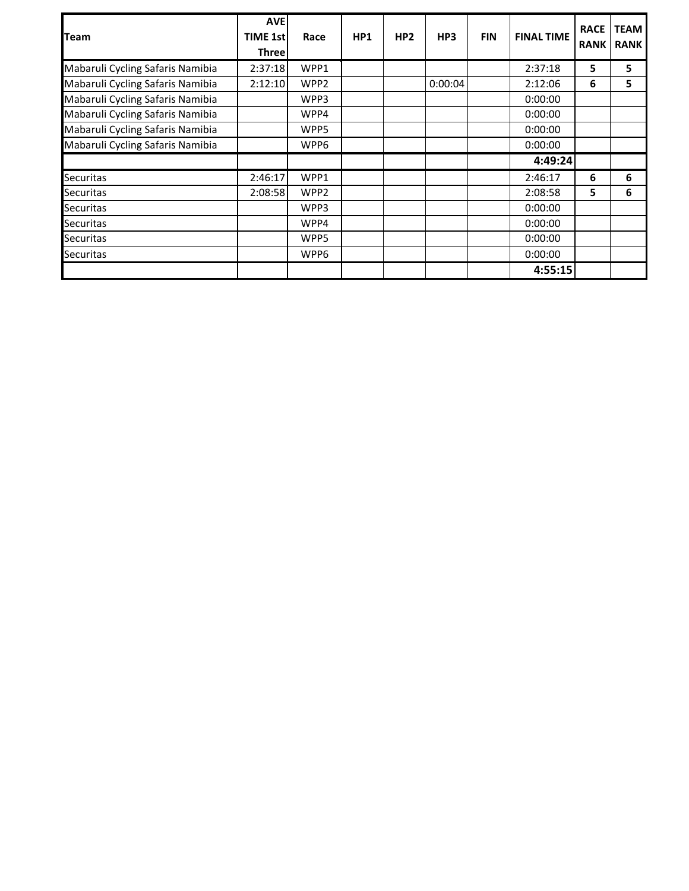| Team | AVE TIME 1st Three | Race | HP1 | HP2 | HP3 | FIN | FINAL TIME | RACE RANK | TEAM RANK |
|---|---|---|---|---|---|---|---|---|---|
| Mabaruli Cycling Safaris Namibia | 2:37:18 | WPP1 | | | | | 2:37:18 | **5** | **5** |
| Mabaruli Cycling Safaris Namibia | 2:12:10 | WPP2 | | | 0:00:04 | | 2:12:06 | **6** | **5** |
| Mabaruli Cycling Safaris Namibia | | WPP3 | | | | | 0:00:00 | | |
| Mabaruli Cycling Safaris Namibia | | WPP4 | | | | | 0:00:00 | | |
| Mabaruli Cycling Safaris Namibia | | WPP5 | | | | | 0:00:00 | | |
| Mabaruli Cycling Safaris Namibia | | WPP6 | | | | | 0:00:00 | | |
| | | | | | | | **4:49:24** | | |
| Securitas | 2:46:17 | WPP1 | | | | | 2:46:17 | **6** | **6** |
| Securitas | 2:08:58 | WPP2 | | | | | 2:08:58 | **5** | **6** |
| Securitas | | WPP3 | | | | | 0:00:00 | | |
| Securitas | | WPP4 | | | | | 0:00:00 | | |
| Securitas | | WPP5 | | | | | 0:00:00 | | |
| Securitas | | WPP6 | | | | | 0:00:00 | | |
| | | | | | | | **4:55:15** | | |